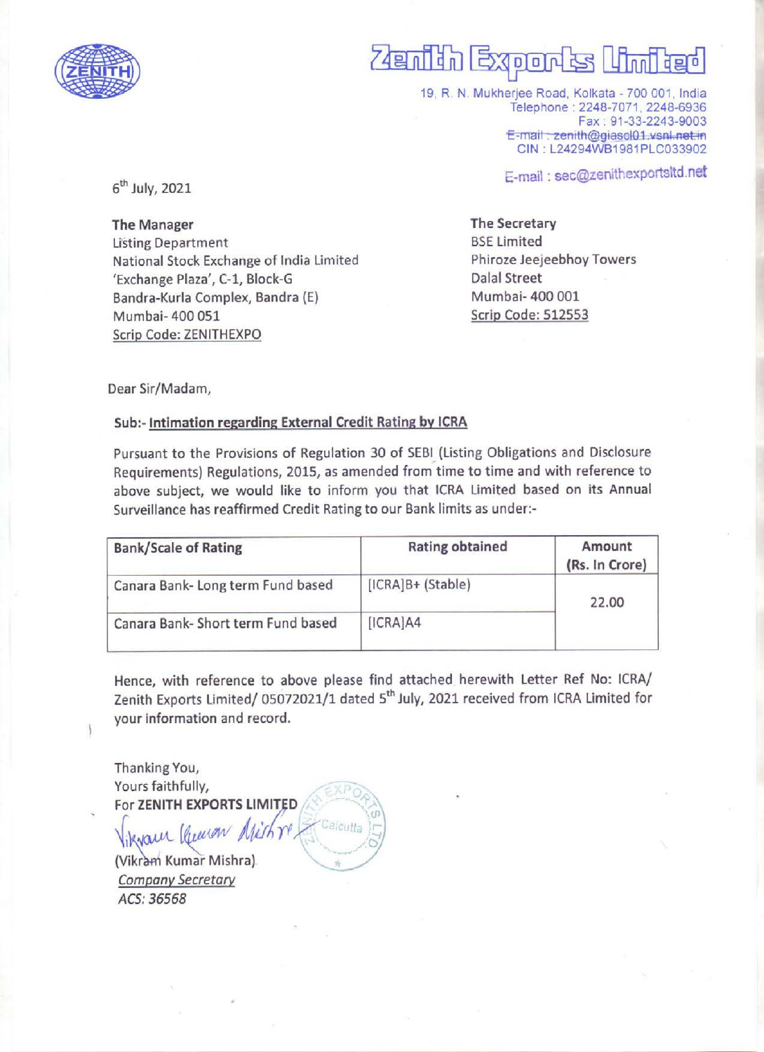# Zenith Exports Limited

19, R. N. Mukherjee Road, Kolkata - 700 001, India
Telephone : 2248-7071, 2248-6936
Fax : 91-33-2243-9003
~~E-mail : zenith@giascl01.vsnl.net.in~~
CIN : L24294WB1981PLC033902
E-mail : sec@zenithexportsltd.net

6th July, 2021

**The Manager**
Listing Department
National Stock Exchange of India Limited
'Exchange Plaza', C-1, Block-G
Bandra-Kurla Complex, Bandra (E)
Mumbai- 400 051
Scrip Code: ZENITHEXPO

**The Secretary**
BSE Limited
Phiroze Jeejeebhoy Towers
Dalal Street
Mumbai- 400 001
Scrip Code: 512553

Dear Sir/Madam,

**Sub:- Intimation regarding External Credit Rating by ICRA**

Pursuant to the Provisions of Regulation 30 of SEBI (Listing Obligations and Disclosure Requirements) Regulations, 2015, as amended from time to time and with reference to above subject, we would like to inform you that ICRA Limited based on its Annual Surveillance has reaffirmed Credit Rating to our Bank limits as under:-

| Bank/Scale of Rating | Rating obtained | Amount (Rs. In Crore) |
|---|---|---|
| Canara Bank- Long term Fund based | [ICRA]B+ (Stable) | 22.00 |
| Canara Bank- Short term Fund based | [ICRA]A4 | |

Hence, with reference to above please find attached herewith Letter Ref No: ICRA/ Zenith Exports Limited/ 05072021/1 dated 5th July, 2021 received from ICRA Limited for your information and record.

Thanking You,
Yours faithfully,
For **ZENITH EXPORTS LIMITED**

(Vikram Kumar Mishra)
*Company Secretary*
*ACS: 36568*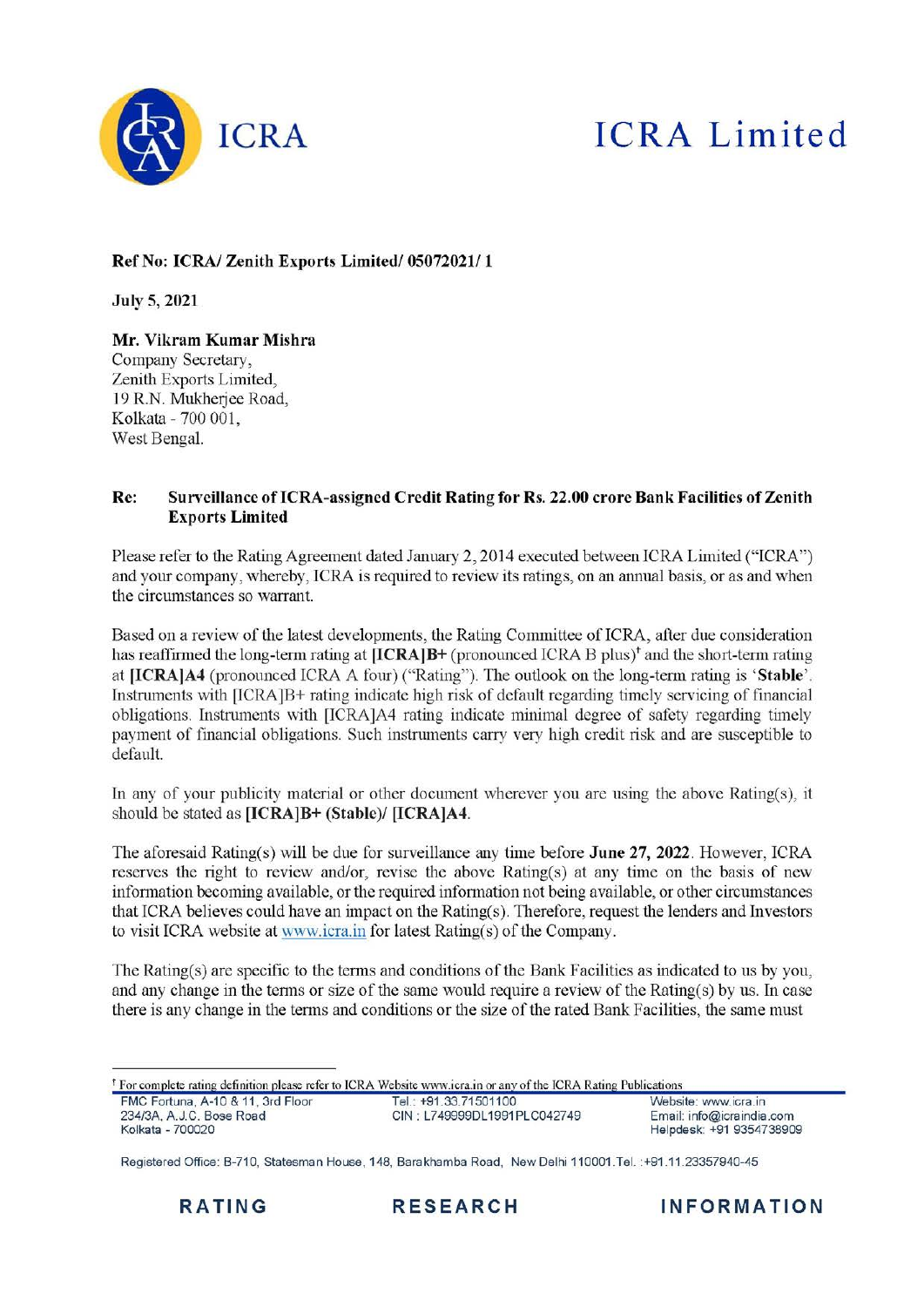**Ref No: ICRA/ Zenith Exports Limited/ 05072021/ 1**

**July 5, 2021**

**Mr. Vikram Kumar Mishra**
Company Secretary,
Zenith Exports Limited,
19 R.N. Mukherjee Road,
Kolkata - 700 001,
West Bengal.

**Re: Surveillance of ICRA-assigned Credit Rating for Rs. 22.00 crore Bank Facilities of Zenith Exports Limited**

Please refer to the Rating Agreement dated January 2, 2014 executed between ICRA Limited ("ICRA") and your company, whereby, ICRA is required to review its ratings, on an annual basis, or as and when the circumstances so warrant.

Based on a review of the latest developments, the Rating Committee of ICRA, after due consideration has reaffirmed the long-term rating at **[ICRA]B+** (pronounced ICRA B plus)[†] and the short-term rating at **[ICRA]A4** (pronounced ICRA A four) ("Rating"). The outlook on the long-term rating is '**Stable**'. Instruments with [ICRA]B+ rating indicate high risk of default regarding timely servicing of financial obligations. Instruments with [ICRA]A4 rating indicate minimal degree of safety regarding timely payment of financial obligations. Such instruments carry very high credit risk and are susceptible to default.

In any of your publicity material or other document wherever you are using the above Rating(s), it should be stated as **[ICRA]B+ (Stable)/ [ICRA]A4**.

The aforesaid Rating(s) will be due for surveillance any time before **June 27, 2022**. However, ICRA reserves the right to review and/or, revise the above Rating(s) at any time on the basis of new information becoming available, or the required information not being available, or other circumstances that ICRA believes could have an impact on the Rating(s). Therefore, request the lenders and Investors to visit ICRA website at www.icra.in for latest Rating(s) of the Company.

The Rating(s) are specific to the terms and conditions of the Bank Facilities as indicated to us by you, and any change in the terms or size of the same would require a review of the Rating(s) by us. In case there is any change in the terms and conditions or the size of the rated Bank Facilities, the same must

[†] For complete rating definition please refer to ICRA Website www.icra.in or any of the ICRA Rating Publications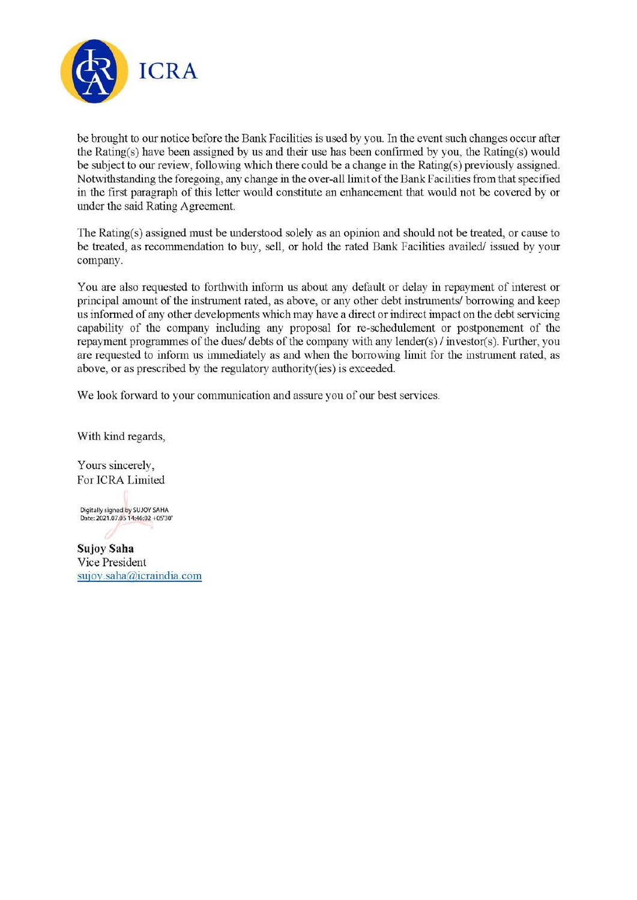be brought to our notice before the Bank Facilities is used by you. In the event such changes occur after the Rating(s) have been assigned by us and their use has been confirmed by you, the Rating(s) would be subject to our review, following which there could be a change in the Rating(s) previously assigned. Notwithstanding the foregoing, any change in the over-all limit of the Bank Facilities from that specified in the first paragraph of this letter would constitute an enhancement that would not be covered by or under the said Rating Agreement.

The Rating(s) assigned must be understood solely as an opinion and should not be treated, or cause to be treated, as recommendation to buy, sell, or hold the rated Bank Facilities availed/ issued by your company.

You are also requested to forthwith inform us about any default or delay in repayment of interest or principal amount of the instrument rated, as above, or any other debt instruments/ borrowing and keep us informed of any other developments which may have a direct or indirect impact on the debt servicing capability of the company including any proposal for re-schedulement or postponement of the repayment programmes of the dues/ debts of the company with any lender(s) / investor(s). Further, you are requested to inform us immediately as and when the borrowing limit for the instrument rated, as above, or as prescribed by the regulatory authority(ies) is exceeded.

We look forward to your communication and assure you of our best services.

With kind regards,

Yours sincerely,
For ICRA Limited

Digitally signed by SUJOY SAHA
Date: 2021.07.05 14:46:02 +05'30'

**Sujoy Saha**
Vice President
sujoy.saha@icraindia.com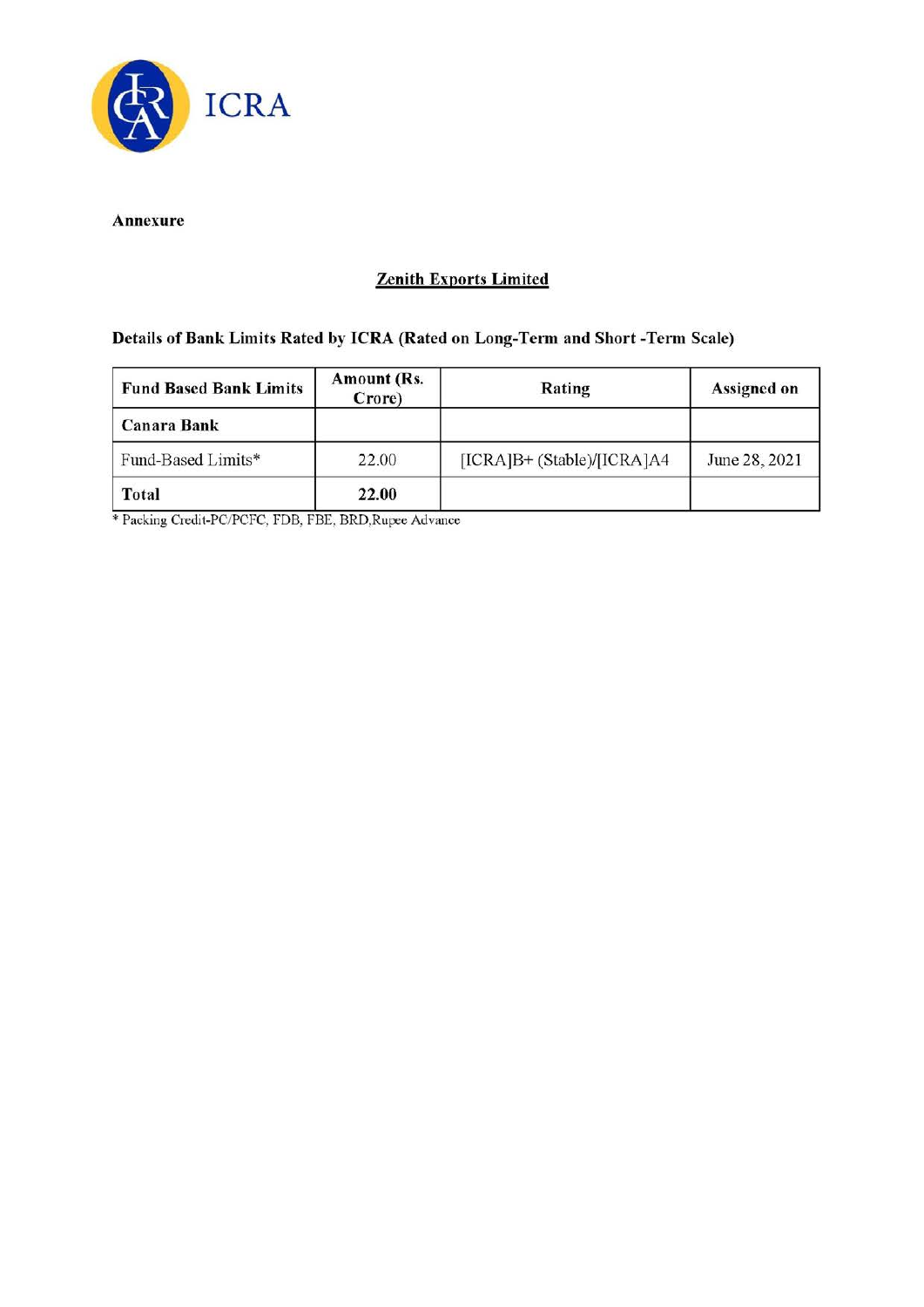**Annexure**

## Zenith Exports Limited

### Details of Bank Limits Rated by ICRA (Rated on Long-Term and Short -Term Scale)

| Fund Based Bank Limits | Amount (Rs. Crore) | Rating | Assigned on |
|---|---|---|---|
| **Canara Bank** | | | |
| Fund-Based Limits* | 22.00 | [ICRA]B+ (Stable)/[ICRA]A4 | June 28, 2021 |
| **Total** | **22.00** | | |

* Packing Credit-PC/PCFC, FDB, FBE, BRD,Rupee Advance